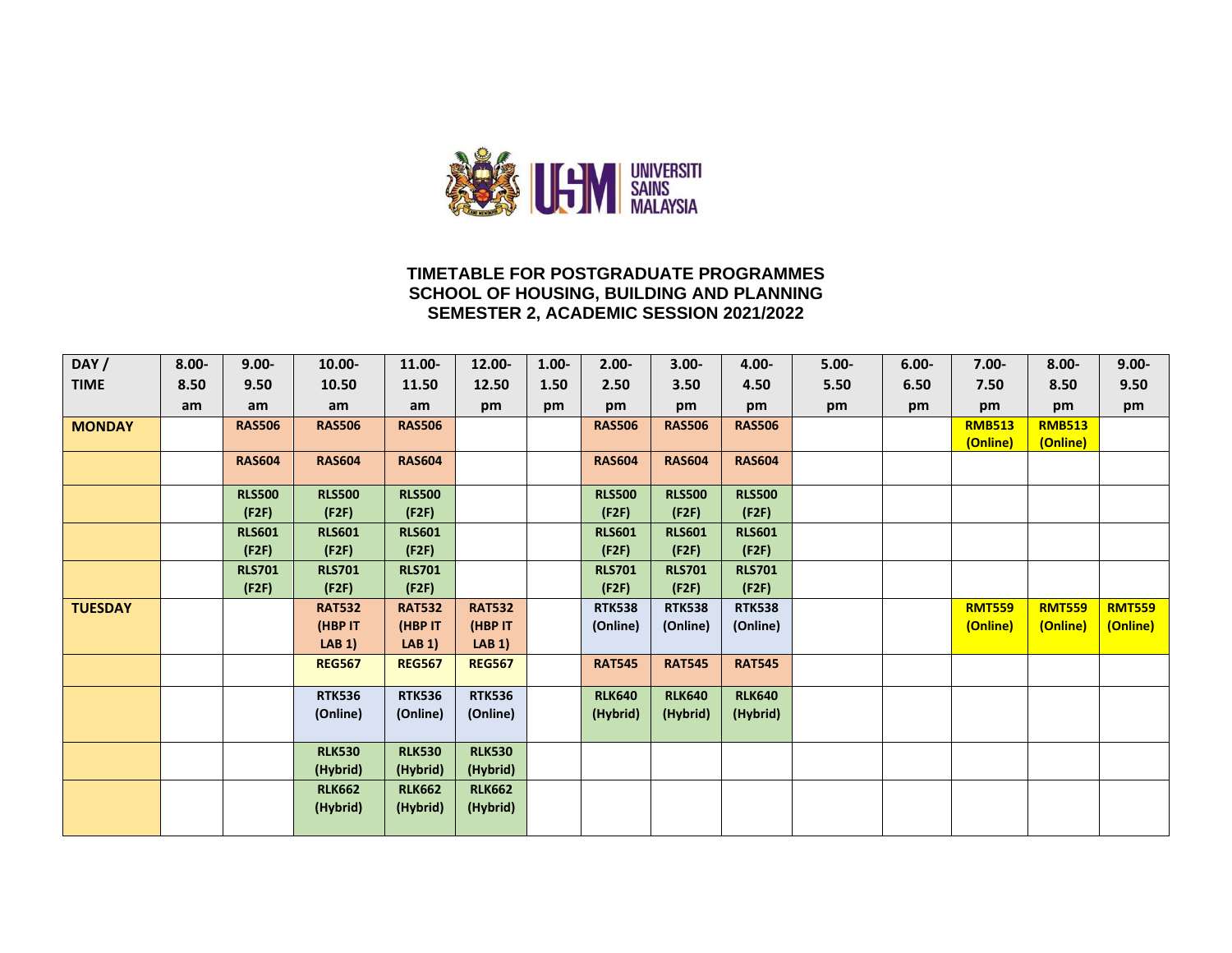UNIVERSITI SAINS MALAYSIA

# TIMETABLE FOR POSTGRADUATE PROGRAMMES
## SCHOOL OF HOUSING, BUILDING AND PLANNING
## SEMESTER 2, ACADEMIC SESSION 2021/2022

| DAY / TIME | 8.00-8.50 am | 9.00-9.50 am | 10.00-10.50 am | 11.00-11.50 am | 12.00-12.50 pm | 1.00-1.50 pm | 2.00-2.50 pm | 3.00-3.50 pm | 4.00-4.50 pm | 5.00-5.50 pm | 6.00-6.50 pm | 7.00-7.50 pm | 8.00-8.50 pm | 9.00-9.50 pm |
|---|---|---|---|---|---|---|---|---|---|---|---|---|---|---|
| **MONDAY** | | **RAS506** | **RAS506** | **RAS506** | | | **RAS506** | **RAS506** | **RAS506** | | | **RMB513 (Online)** | **RMB513 (Online)** | |
| | | **RAS604** | **RAS604** | **RAS604** | | | **RAS604** | **RAS604** | **RAS604** | | | | | |
| | | **RLS500 (F2F)** | **RLS500 (F2F)** | **RLS500 (F2F)** | | | **RLS500 (F2F)** | **RLS500 (F2F)** | **RLS500 (F2F)** | | | | | |
| | | **RLS601 (F2F)** | **RLS601 (F2F)** | **RLS601 (F2F)** | | | **RLS601 (F2F)** | **RLS601 (F2F)** | **RLS601 (F2F)** | | | | | |
| | | **RLS701 (F2F)** | **RLS701 (F2F)** | **RLS701 (F2F)** | | | **RLS701 (F2F)** | **RLS701 (F2F)** | **RLS701 (F2F)** | | | | | |
| **TUESDAY** | | | **RAT532 (HBP IT LAB 1)** | **RAT532 (HBP IT LAB 1)** | **RAT532 (HBP IT LAB 1)** | | **RTK538 (Online)** | **RTK538 (Online)** | **RTK538 (Online)** | | | **RMT559 (Online)** | **RMT559 (Online)** | **RMT559 (Online)** |
| | | | **REG567** | **REG567** | **REG567** | | **RAT545** | **RAT545** | **RAT545** | | | | | |
| | | | **RTK536 (Online)** | **RTK536 (Online)** | **RTK536 (Online)** | | **RLK640 (Hybrid)** | **RLK640 (Hybrid)** | **RLK640 (Hybrid)** | | | | | |
| | | | **RLK530 (Hybrid)** | **RLK530 (Hybrid)** | **RLK530 (Hybrid)** | | | | | | | | | |
| | | | **RLK662 (Hybrid)** | **RLK662 (Hybrid)** | **RLK662 (Hybrid)** | | | | | | | | | |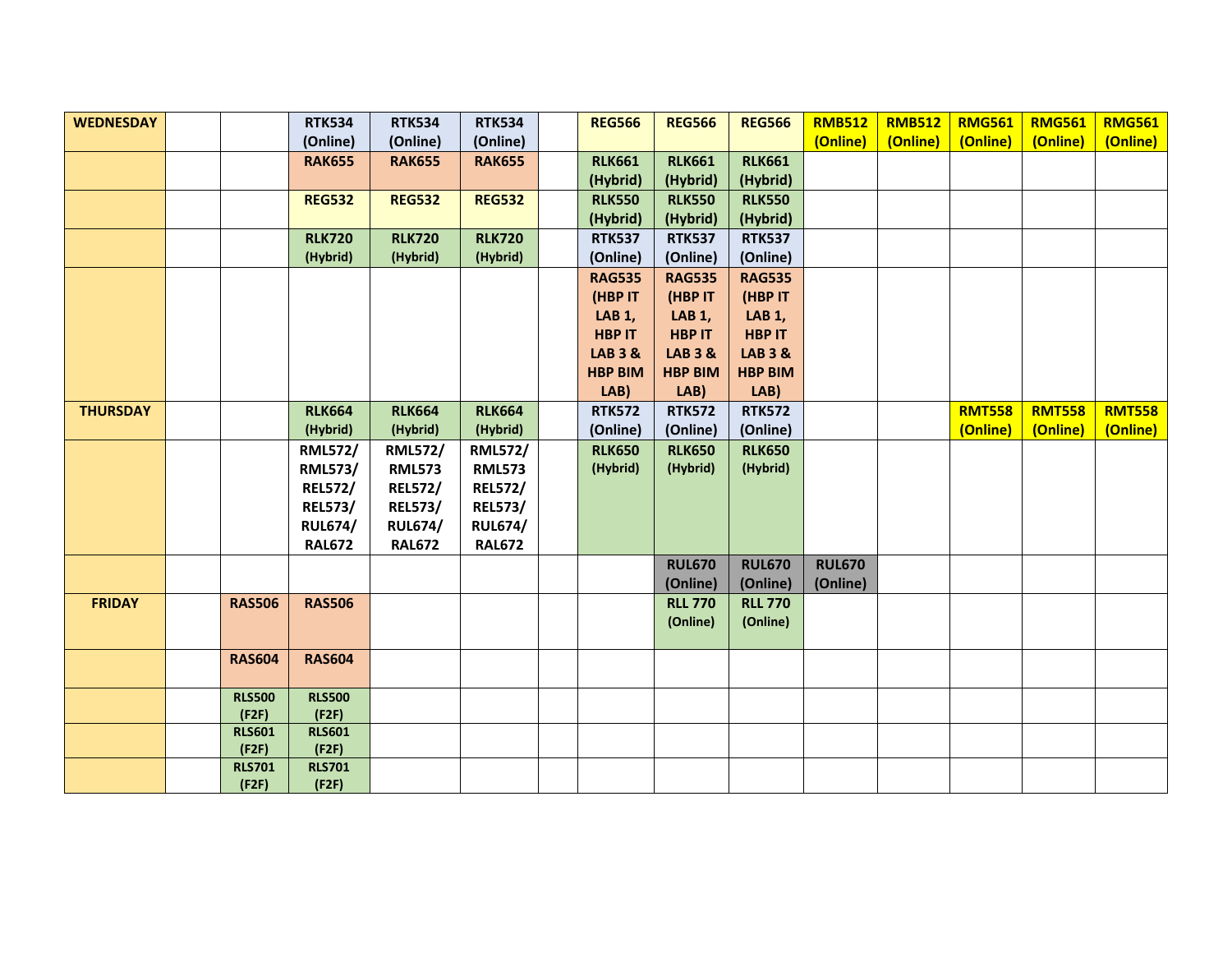| WEDNESDAY | | | RTK534 (Online) | RTK534 (Online) | RTK534 (Online) | | REG566 | REG566 | REG566 | RMB512 (Online) | RMB512 (Online) | RMG561 (Online) | RMG561 (Online) | RMG561 (Online) |
|---|---|---|---|---|---|---|---|---|---|---|---|---|---|---|
| | | | RAK655 | RAK655 | RAK655 | | RLK661 (Hybrid) | RLK661 (Hybrid) | RLK661 (Hybrid) | | | | | |
| | | | REG532 | REG532 | REG532 | | RLK550 (Hybrid) | RLK550 (Hybrid) | RLK550 (Hybrid) | | | | | |
| | | | RLK720 (Hybrid) | RLK720 (Hybrid) | RLK720 (Hybrid) | | RTK537 (Online) | RTK537 (Online) | RTK537 (Online) | | | | | |
| | | | | | | | RAG535 (HBP IT LAB 1, HBP IT LAB 3 & HBP BIM LAB) | RAG535 (HBP IT LAB 1, HBP IT LAB 3 & HBP BIM LAB) | RAG535 (HBP IT LAB 1, HBP IT LAB 3 & HBP BIM LAB) | | | | | |
| THURSDAY | | | RLK664 (Hybrid) | RLK664 (Hybrid) | RLK664 (Hybrid) | | RTK572 (Online) | RTK572 (Online) | RTK572 (Online) | | | RMT558 (Online) | RMT558 (Online) | RMT558 (Online) |
| | | | RML572/ RML573/ REL572/ REL573/ RUL674/ RAL672 | RML572/ RML573 REL572/ REL573/ RUL674/ RAL672 | RML572/ RML573 REL572/ REL573/ RUL674/ RAL672 | | RLK650 (Hybrid) | RLK650 (Hybrid) | RLK650 (Hybrid) | | | | | |
| | | | | | | | | RUL670 (Online) | RUL670 (Online) | RUL670 (Online) | | | | |
| FRIDAY | | RAS506 | RAS506 | | | | | RLL 770 (Online) | RLL 770 (Online) | | | | | |
| | | RAS604 | RAS604 | | | | | | | | | | | |
| | | RLS500 (F2F) | RLS500 (F2F) | | | | | | | | | | | |
| | | RLS601 (F2F) | RLS601 (F2F) | | | | | | | | | | | |
| | | RLS701 (F2F) | RLS701 (F2F) | | | | | | | | | | | |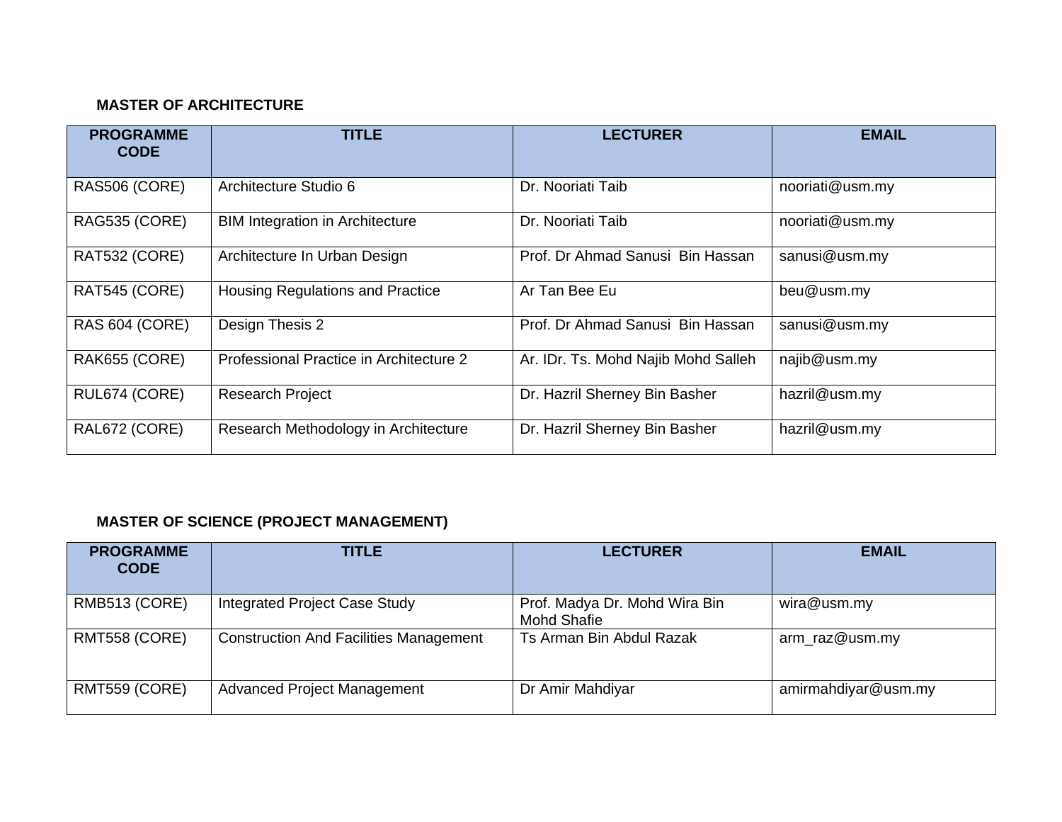**MASTER OF ARCHITECTURE**

| PROGRAMME CODE | TITLE | LECTURER | EMAIL |
|---|---|---|---|
| RAS506 (CORE) | Architecture Studio 6 | Dr. Nooriati Taib | nooriati@usm.my |
| RAG535 (CORE) | BIM Integration in Architecture | Dr. Nooriati Taib | nooriati@usm.my |
| RAT532 (CORE) | Architecture In Urban Design | Prof. Dr Ahmad Sanusi Bin Hassan | sanusi@usm.my |
| RAT545 (CORE) | Housing Regulations and Practice | Ar Tan Bee Eu | beu@usm.my |
| RAS 604 (CORE) | Design Thesis 2 | Prof. Dr Ahmad Sanusi Bin Hassan | sanusi@usm.my |
| RAK655 (CORE) | Professional Practice in Architecture 2 | Ar. IDr. Ts. Mohd Najib Mohd Salleh | najib@usm.my |
| RUL674 (CORE) | Research Project | Dr. Hazril Sherney Bin Basher | hazril@usm.my |
| RAL672 (CORE) | Research Methodology in Architecture | Dr. Hazril Sherney Bin Basher | hazril@usm.my |

**MASTER OF SCIENCE (PROJECT MANAGEMENT)**

| PROGRAMME CODE | TITLE | LECTURER | EMAIL |
|---|---|---|---|
| RMB513 (CORE) | Integrated Project Case Study | Prof. Madya Dr. Mohd Wira Bin Mohd Shafie | wira@usm.my |
| RMT558 (CORE) | Construction And Facilities Management | Ts Arman Bin Abdul Razak | arm_raz@usm.my |
| RMT559 (CORE) | Advanced Project Management | Dr Amir Mahdiyar | amirmahdiyar@usm.my |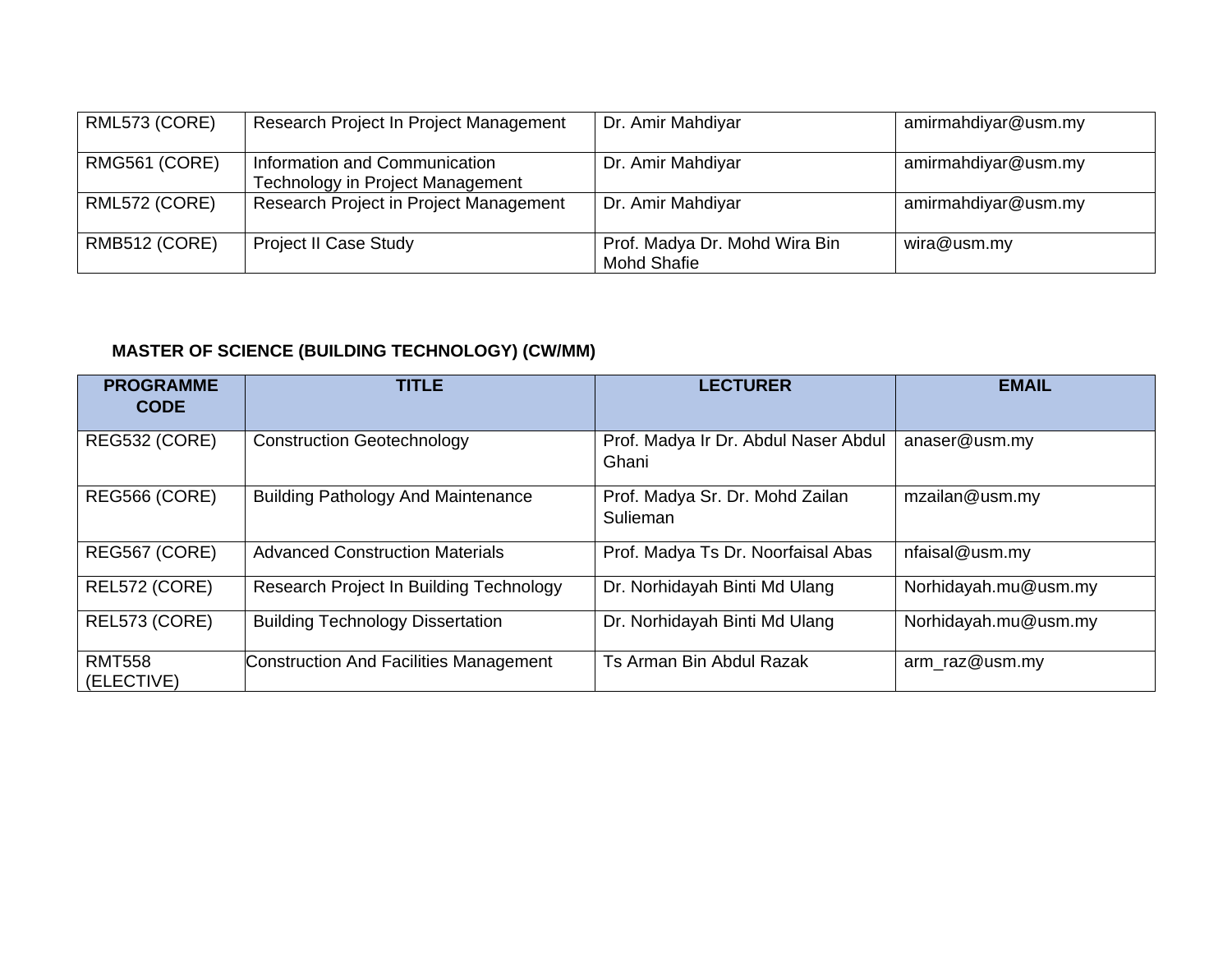| | | | |
|---|---|---|---|
| RML573 (CORE) | Research Project In Project Management | Dr. Amir Mahdiyar | amirmahdiyar@usm.my |
| RMG561 (CORE) | Information and Communication Technology in Project Management | Dr. Amir Mahdiyar | amirmahdiyar@usm.my |
| RML572 (CORE) | Research Project in Project Management | Dr. Amir Mahdiyar | amirmahdiyar@usm.my |
| RMB512 (CORE) | Project II Case Study | Prof. Madya Dr. Mohd Wira Bin Mohd Shafie | wira@usm.my |

**MASTER OF SCIENCE (BUILDING TECHNOLOGY) (CW/MM)**

| PROGRAMME CODE | TITLE | LECTURER | EMAIL |
|---|---|---|---|
| REG532 (CORE) | Construction Geotechnology | Prof. Madya Ir Dr. Abdul Naser Abdul Ghani | anaser@usm.my |
| REG566 (CORE) | Building Pathology And Maintenance | Prof. Madya Sr. Dr. Mohd Zailan Sulieman | mzailan@usm.my |
| REG567 (CORE) | Advanced Construction Materials | Prof. Madya Ts Dr. Noorfaisal Abas | nfaisal@usm.my |
| REL572 (CORE) | Research Project In Building Technology | Dr. Norhidayah Binti Md Ulang | Norhidayah.mu@usm.my |
| REL573 (CORE) | Building Technology Dissertation | Dr. Norhidayah Binti Md Ulang | Norhidayah.mu@usm.my |
| RMT558 (ELECTIVE) | Construction And Facilities Management | Ts Arman Bin Abdul Razak | arm_raz@usm.my |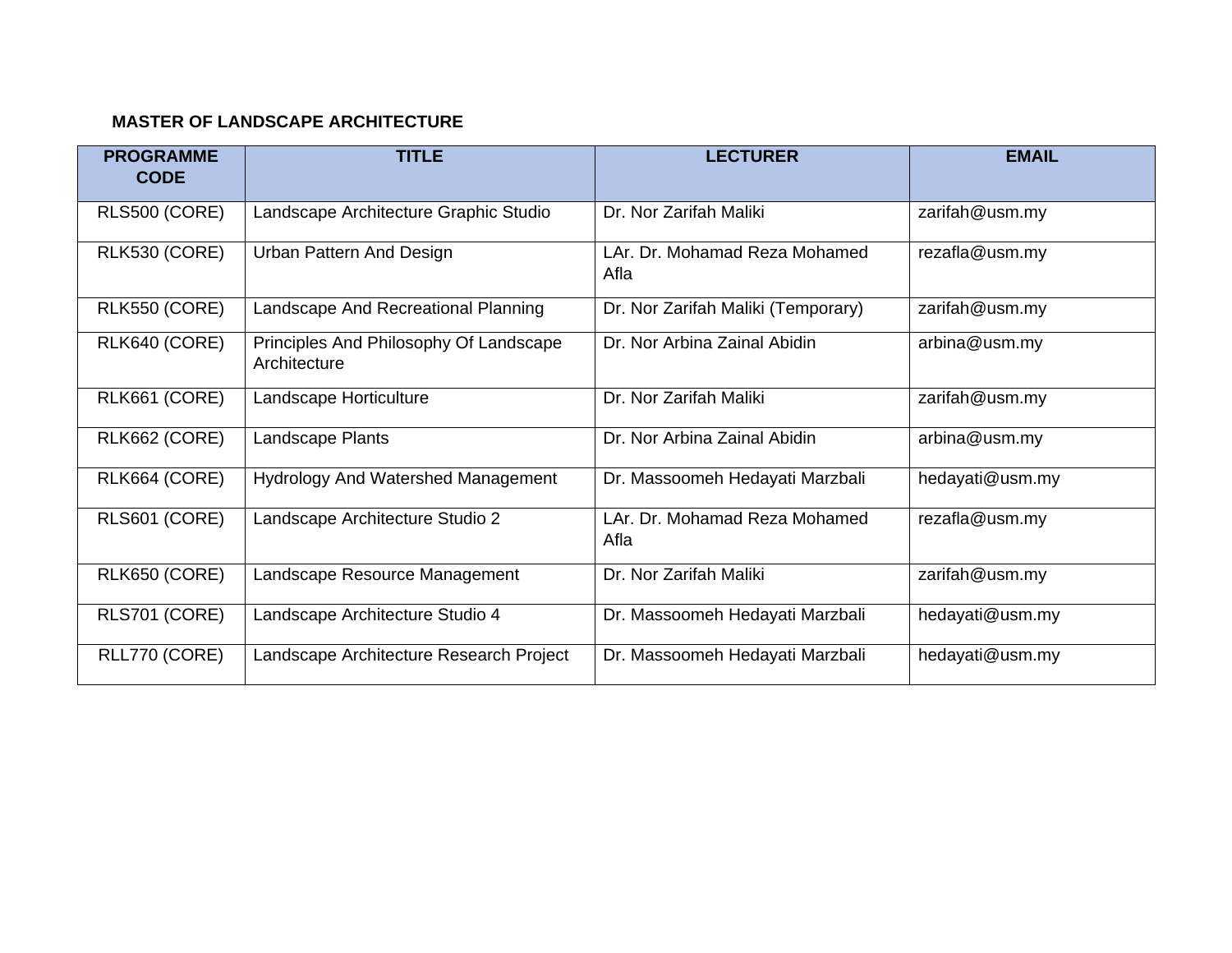**MASTER OF LANDSCAPE ARCHITECTURE**

| PROGRAMME CODE | TITLE | LECTURER | EMAIL |
| --- | --- | --- | --- |
| RLS500 (CORE) | Landscape Architecture Graphic Studio | Dr. Nor Zarifah Maliki | zarifah@usm.my |
| RLK530 (CORE) | Urban Pattern And Design | LAr. Dr. Mohamad Reza Mohamed Afla | rezafla@usm.my |
| RLK550 (CORE) | Landscape And Recreational Planning | Dr. Nor Zarifah Maliki (Temporary) | zarifah@usm.my |
| RLK640 (CORE) | Principles And Philosophy Of Landscape Architecture | Dr. Nor Arbina Zainal Abidin | arbina@usm.my |
| RLK661 (CORE) | Landscape Horticulture | Dr. Nor Zarifah Maliki | zarifah@usm.my |
| RLK662 (CORE) | Landscape Plants | Dr. Nor Arbina Zainal Abidin | arbina@usm.my |
| RLK664 (CORE) | Hydrology And Watershed Management | Dr. Massoomeh Hedayati Marzbali | hedayati@usm.my |
| RLS601 (CORE) | Landscape Architecture Studio 2 | LAr. Dr. Mohamad Reza Mohamed Afla | rezafla@usm.my |
| RLK650 (CORE) | Landscape Resource Management | Dr. Nor Zarifah Maliki | zarifah@usm.my |
| RLS701 (CORE) | Landscape Architecture Studio 4 | Dr. Massoomeh Hedayati Marzbali | hedayati@usm.my |
| RLL770 (CORE) | Landscape Architecture Research Project | Dr. Massoomeh Hedayati Marzbali | hedayati@usm.my |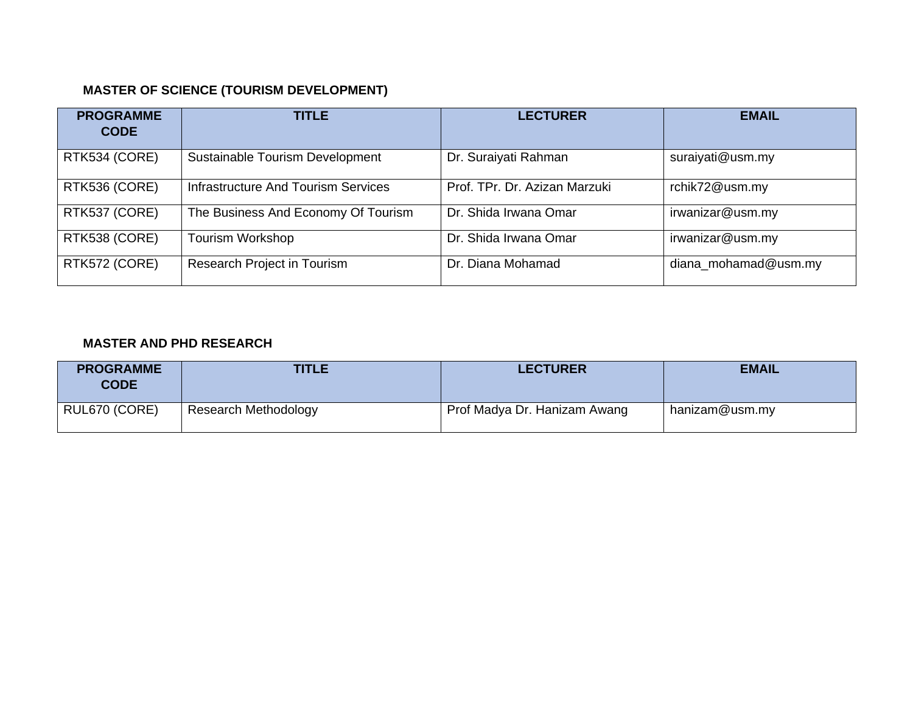**MASTER OF SCIENCE (TOURISM DEVELOPMENT)**

| PROGRAMME CODE | TITLE | LECTURER | EMAIL |
|---|---|---|---|
| RTK534 (CORE) | Sustainable Tourism Development | Dr. Suraiyati Rahman | suraiyati@usm.my |
| RTK536 (CORE) | Infrastructure And Tourism Services | Prof. TPr. Dr. Azizan Marzuki | rchik72@usm.my |
| RTK537 (CORE) | The Business And Economy Of Tourism | Dr. Shida Irwana Omar | irwanizar@usm.my |
| RTK538 (CORE) | Tourism Workshop | Dr. Shida Irwana Omar | irwanizar@usm.my |
| RTK572 (CORE) | Research Project in Tourism | Dr. Diana Mohamad | diana_mohamad@usm.my |

**MASTER AND PHD RESEARCH**

| PROGRAMME CODE | TITLE | LECTURER | EMAIL |
|---|---|---|---|
| RUL670 (CORE) | Research Methodology | Prof Madya Dr. Hanizam Awang | hanizam@usm.my |